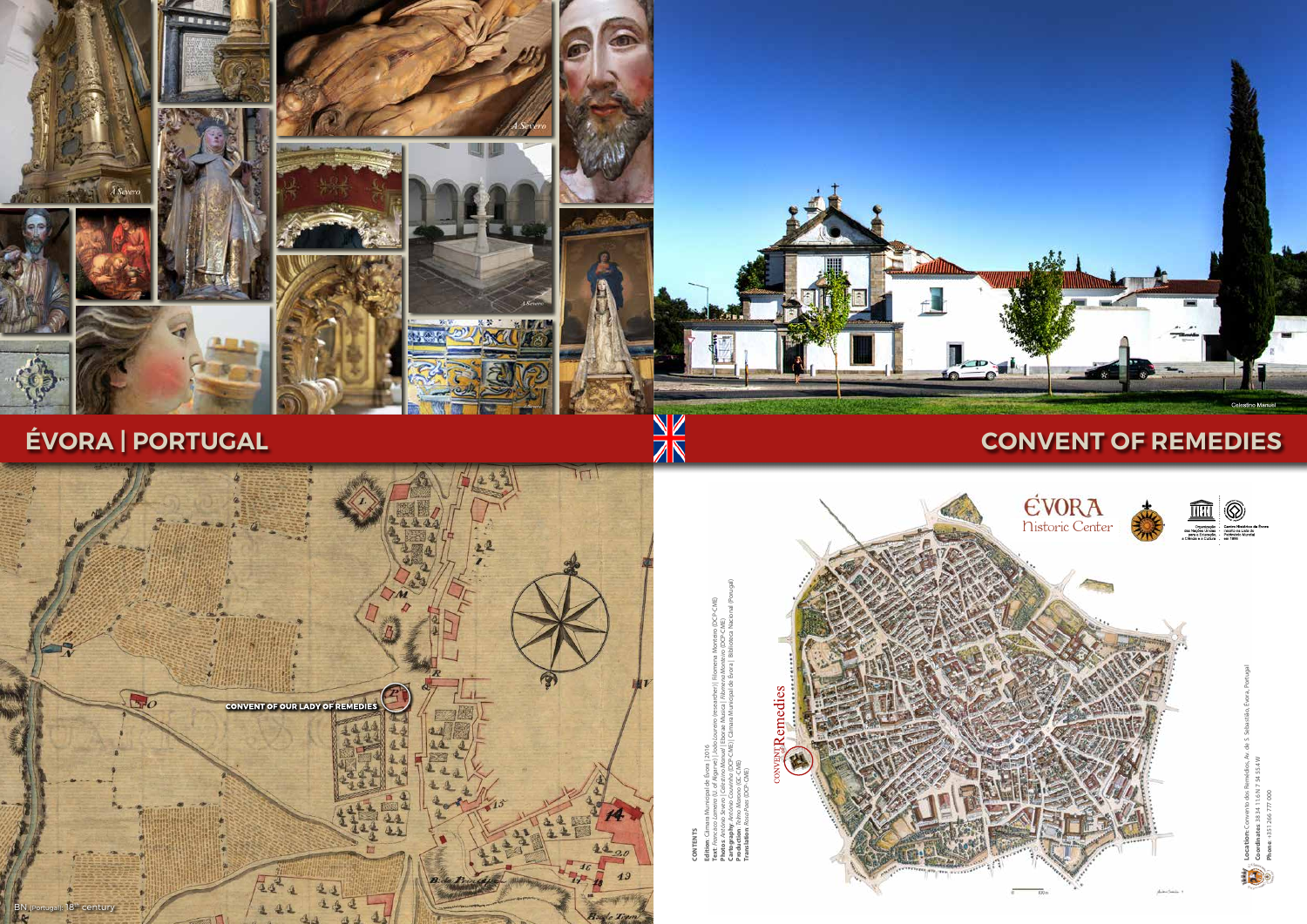# ÉVORA | PORTUGAL

# CONVENT OF REMEDIES

CONVENT OF OUR LADY OF REMEDIES

BN (Portugal): 18th century

**CONTENTS**

**Edition:** Câmara Municipal de Évora | 2016
**Text:** Francisco Lameira (U. of Algarve) | João Loureiro (researcher) | Filomena Monteiro (DCP-CME)
**Photos:** António Severo | Celestino Manuel | Eborae Musica | Filomena Monteiro (DCP-CME)
**Cartography:** António Cavaco (DCP-CME) | Câmara Municipal de Évora | Biblioteca Nacional (Portugal)
**Production:** Telmo Marono (GC-CME)
**Translation:** Rosa Pais (DCP-CME)

ÉVORA
Historic Center

CONVENT Remedies

**Location:** Convento dos Remédios, Av. de S. Sebastião, Évora, Portugal
**Coordinates:** 38 34 11.6 N 7 54 55.4 W
**Phone:** +351 266 777 000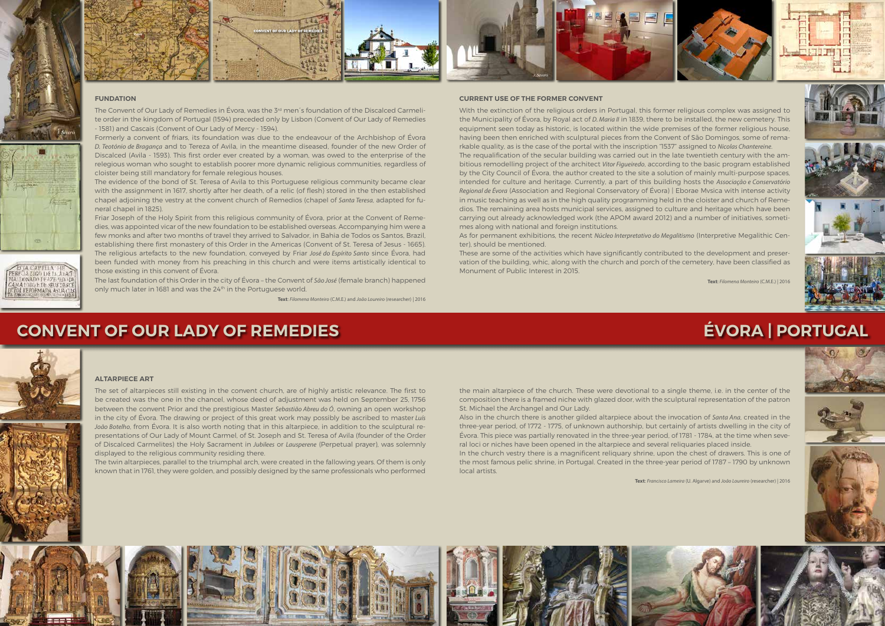# CONVENT OF OUR LADY OF REMEDIES

# ÉVORA | PORTUGAL

## FUNDATION

The Convent of Our Lady of Remedies in Évora, was the 3rd men´s foundation of the Discalced Carmelite order in the kingdom of Portugal (1594) preceded only by Lisbon (Convent of Our Lady of Remedies - 1581) and Cascais (Convent of Our Lady of Mercy - 1594).

Formerly a convent of friars, its foundation was due to the endeavour of the Archbishop of Évora *D. Teotónio de Bragança* and to Tereza of Avila, in the meantime diseased, founder of the new Order of Discalced (Avila - 1593). This first order ever created by a woman, was owed to the enterprise of the relegious woman who sought to establish poorer more dynamic religious communities, regardless of cloister being still mandatory for female relegious houses.

The evidence of the bond of St. Teresa of Avila to this Portuguese religious community became clear with the assignment in 1617, shortly after her death, of a relic (of flesh) stored in the then established chapel adjoining the vestry at the convent church of Remedios (chapel of *Santa Teresa*, adapted for funeral chapel in 1825).

Friar Joseph of the Holy Spirit from this religious community of Évora, prior at the Convent of Remedies, was appointed vicar of the new foundation to be established overseas. Accompanying him were a few monks and after two months of travel they arrived to Salvador, in Bahia de Todos os Santos, Brazil, establishing there first monastery of this Order in the Americas (Convent of St. Teresa of Jesus - 1665).

The religious artefacts to the new foundation, conveyed by Friar *José do Espírito Santo* since Évora, had been funded with money from his preaching in this church and were items artistically identical to those existing in this convent of Évora.

The last foundation of this Order in the city of Évora – the Convent of *São José* (female branch) happened only much later in 1681 and was the 24th in the Portuguese world.

**Text:** *Filomena Monteiro* (C.M.E.) and *João Loureiro* (researcher) | 2016

## CURRENT USE OF THE FORMER CONVENT

With the extinction of the religious orders in Portugal, this former religious complex was assigned to the Municipality of Évora, by Royal act of *D. Maria II* in 1839, there to be installed, the new cemetery. This equipment seen today as historic, is located within the wide premises of the former religious house, having been then enriched with sculptural pieces from the Convent of São Domingos, some of remarkable quality, as is the case of the portal with the inscription "1537" assigned to *Nicolas Chantereine*.

The requalification of the secular building was carried out in the late twentieth century with the ambitious remodelling project of the architect *Vitor Figueiredo*, according to the basic program established by the City Council of Évora, the author created to the site a solution of mainly multi-purpose spaces, intended for culture and heritage. Currently, a part of this building hosts the *Associação e Conservatório Regional de Évora* (Association and Regional Conservatory of Évora) | Eborae Mvsica with intense activity in music teaching as well as in the high quality programming held in the cloister and church of Remedios. The remaining area hosts municipal services, assigned to culture and heritage which have been carrying out already acknowledged work (the APOM award 2012) and a number of initiatives, sometimes along with national and foreign institutions.

As for permanent exhibitions, the recent *Núcleo Interpretativo do Megalitismo* (Interpretive Megalithic Center), should be mentioned.

These are some of the activities which have significantly contributed to the development and preservation of the building, whic, along with the church and porch of the cemetery, have been classified as Monument of Public Interest in 2015.

**Text:** *Filomena Monteiro* (C.M.E.) | 2016

## ALTARPIECE ART

The set of altarpieces still existing in the convent church, are of highly artistic relevance. The first to be created was the one in the chancel, whose deed of adjustment was held on September 25, 1756 between the convent Prior and the prestigious Master *Sebastião Abreu do Ó*, owning an open workshop in the city of Évora. The drawing or project of this great work may possibly be ascribed to master *Luís João Botelho*, from Évora. It is also worth noting that in this altarpiece, in addition to the sculptural representations of Our Lady of Mount Carmel, of St. Joseph and St. Teresa of Avila (founder of the Order of Discalced Carmelites) the Holy Sacrament in *Jubilees* or *Lausperene* (Perpetual prayer), was solemnly displayed to the religious community residing there.

The twin altarpieces, parallel to the triumphal arch, were created in the fallowing years. Of them is only known that in 1761, they were golden, and possibly designed by the same professionals who performed the main altarpiece of the church. These were devotional to a single theme, i.e. in the center of the composition there is a framed niche with glazed door, with the sculptural representation of the patron St. Michael the Archangel and Our Lady.

Also in the church there is another gilded altarpiece about the invocation of *Santa Ana*, created in the three-year period, of 1772 - 1775, of unknown authorship, but certainly of artists dwelling in the city of Évora. This piece was partially renovated in the three-year period, of 1781 - 1784, at the time when several loci or niches have been opened in the altarpiece and several reliquaries placed inside.

In the church vestry there is a magnificent reliquary shrine, upon the chest of drawers. This is one of the most famous pelic shrine, in Portugal. Created in the three-year period of 1787 – 1790 by unknown local artists.

**Text:** *Francisco Lameira* (U. Algarve) and *João Loureiro* (researcher) | 2016